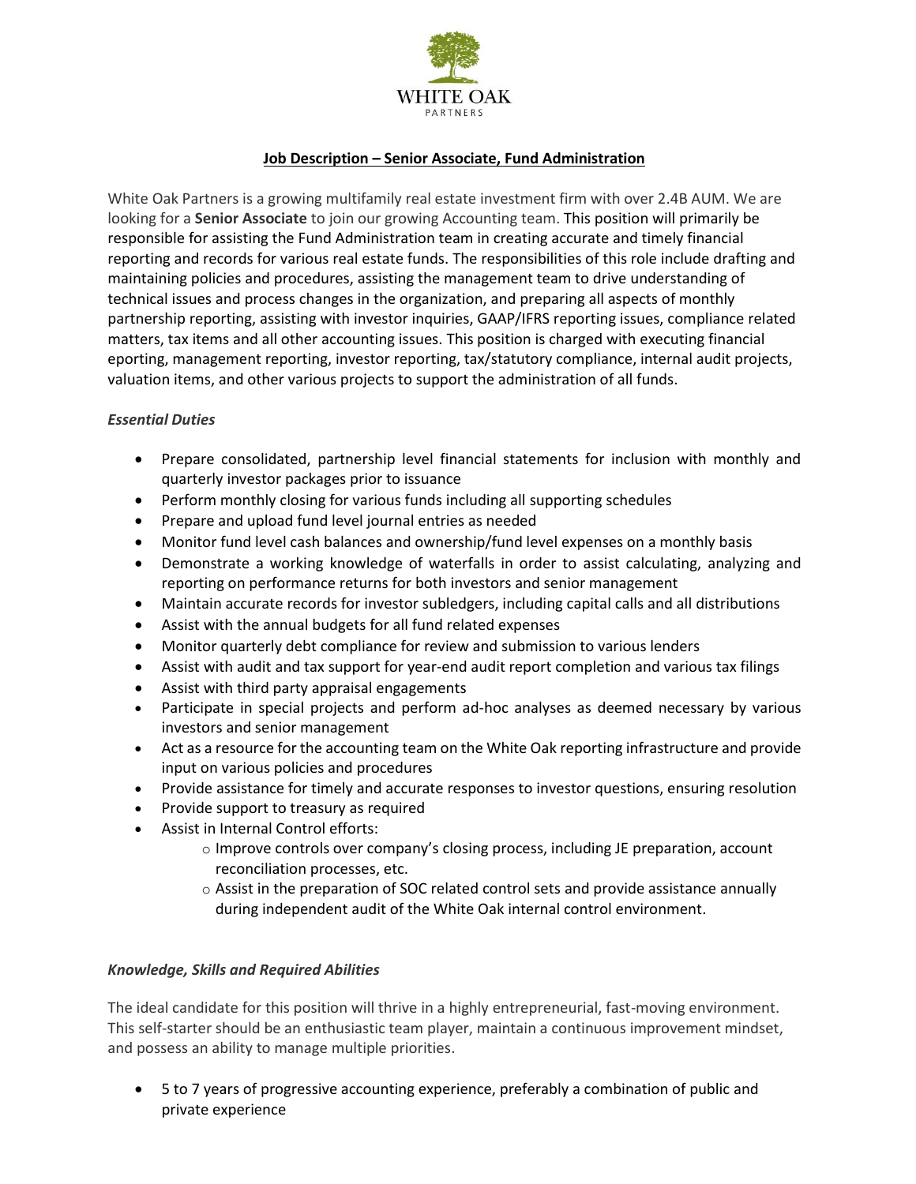WHITE OAK

PARTNERS

## Job Description – Senior Associate, Fund Administration

White Oak Partners is a growing multifamily real estate investment firm with over 2.4B AUM. We are looking for a **Senior Associate** to join our growing Accounting team. This position will primarily be responsible for assisting the Fund Administration team in creating accurate and timely financial reporting and records for various real estate funds. The responsibilities of this role include drafting and maintaining policies and procedures, assisting the management team to drive understanding of technical issues and process changes in the organization, and preparing all aspects of monthly partnership reporting, assisting with investor inquiries, GAAP/IFRS reporting issues, compliance related matters, tax items and all other accounting issues. This position is charged with executing financial eporting, management reporting, investor reporting, tax/statutory compliance, internal audit projects, valuation items, and other various projects to support the administration of all funds.

### *Essential Duties*

- Prepare consolidated, partnership level financial statements for inclusion with monthly and quarterly investor packages prior to issuance
- Perform monthly closing for various funds including all supporting schedules
- Prepare and upload fund level journal entries as needed
- Monitor fund level cash balances and ownership/fund level expenses on a monthly basis
- Demonstrate a working knowledge of waterfalls in order to assist calculating, analyzing and reporting on performance returns for both investors and senior management
- Maintain accurate records for investor subledgers, including capital calls and all distributions
- Assist with the annual budgets for all fund related expenses
- Monitor quarterly debt compliance for review and submission to various lenders
- Assist with audit and tax support for year-end audit report completion and various tax filings
- Assist with third party appraisal engagements
- Participate in special projects and perform ad-hoc analyses as deemed necessary by various investors and senior management
- Act as a resource for the accounting team on the White Oak reporting infrastructure and provide input on various policies and procedures
- Provide assistance for timely and accurate responses to investor questions, ensuring resolution
- Provide support to treasury as required
- Assist in Internal Control efforts:
  - Improve controls over company's closing process, including JE preparation, account reconciliation processes, etc.
  - Assist in the preparation of SOC related control sets and provide assistance annually during independent audit of the White Oak internal control environment.

### *Knowledge, Skills and Required Abilities*

The ideal candidate for this position will thrive in a highly entrepreneurial, fast-moving environment. This self-starter should be an enthusiastic team player, maintain a continuous improvement mindset, and possess an ability to manage multiple priorities.

- 5 to 7 years of progressive accounting experience, preferably a combination of public and private experience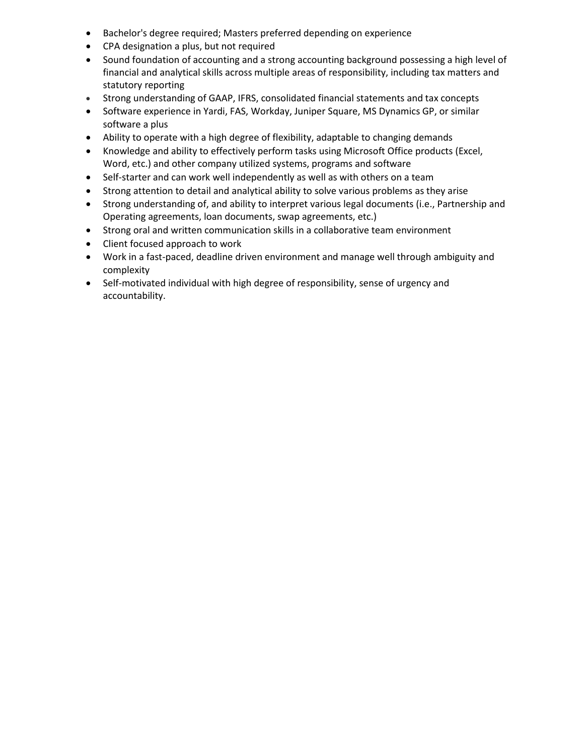- Bachelor's degree required; Masters preferred depending on experience
- CPA designation a plus, but not required
- Sound foundation of accounting and a strong accounting background possessing a high level of financial and analytical skills across multiple areas of responsibility, including tax matters and statutory reporting
- Strong understanding of GAAP, IFRS, consolidated financial statements and tax concepts
- Software experience in Yardi, FAS, Workday, Juniper Square, MS Dynamics GP, or similar software a plus
- Ability to operate with a high degree of flexibility, adaptable to changing demands
- Knowledge and ability to effectively perform tasks using Microsoft Office products (Excel, Word, etc.) and other company utilized systems, programs and software
- Self-starter and can work well independently as well as with others on a team
- Strong attention to detail and analytical ability to solve various problems as they arise
- Strong understanding of, and ability to interpret various legal documents (i.e., Partnership and Operating agreements, loan documents, swap agreements, etc.)
- Strong oral and written communication skills in a collaborative team environment
- Client focused approach to work
- Work in a fast-paced, deadline driven environment and manage well through ambiguity and complexity
- Self-motivated individual with high degree of responsibility, sense of urgency and accountability.